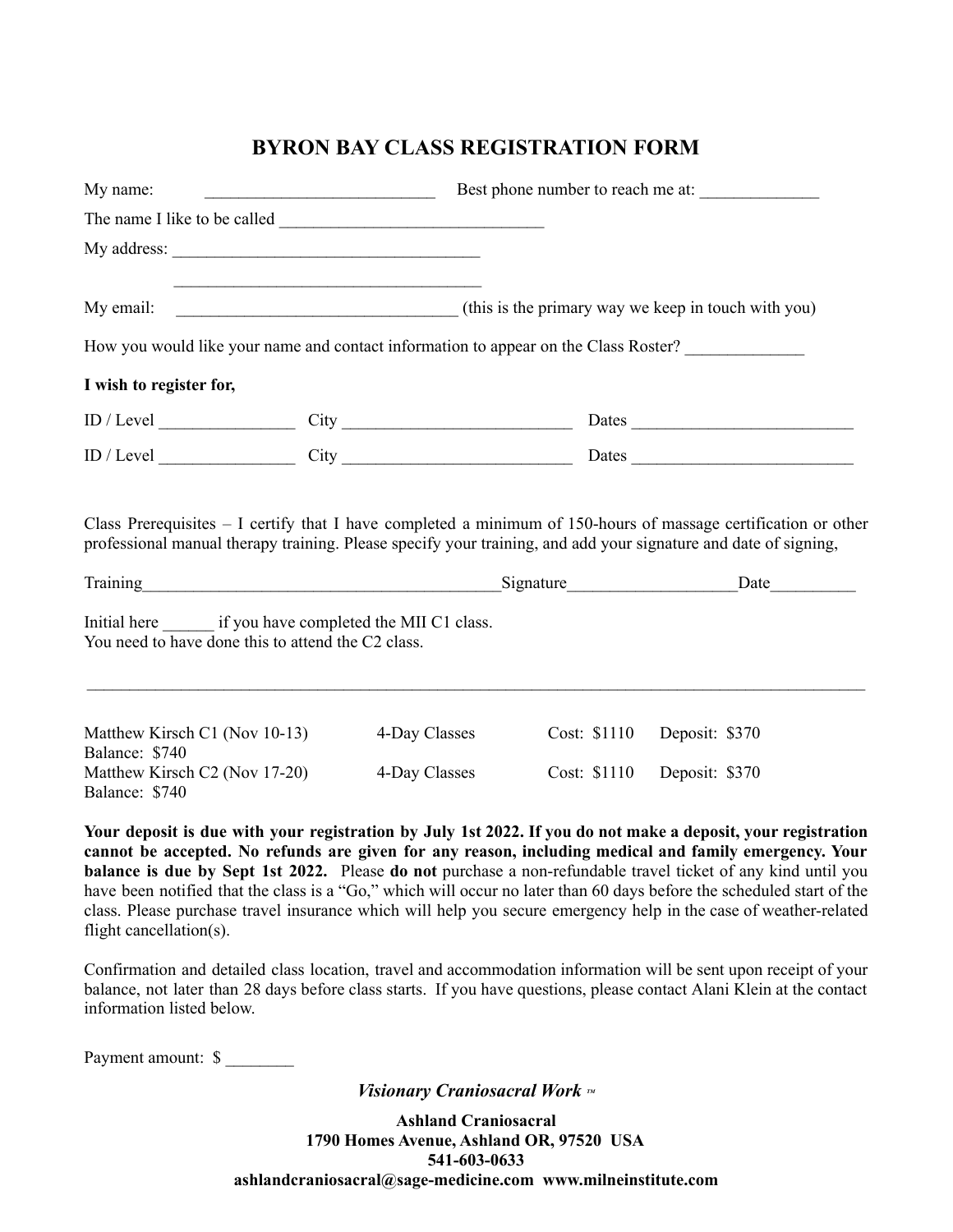# BYRON BAY CLASS REGISTRATION FORM

My name: ___________________________ Best phone number to reach me at: ______________

The name I like to be called _______________________________

My address: ___________________________________

___________________________________

My email: _________________________________ (this is the primary way we keep in touch with you)

How you would like your name and contact information to appear on the Class Roster? ______________

**I wish to register for,**

ID / Level ________________ City ___________________________ Dates __________________________

ID / Level ________________ City ___________________________ Dates __________________________

Class Prerequisites – I certify that I have completed a minimum of 150-hours of massage certification or other professional manual therapy training. Please specify your training, and add your signature and date of signing,

Training__________________________________________Signature____________________Date__________

Initial here ______ if you have completed the MII C1 class.
You need to have done this to attend the C2 class.

---

| | | | |
|---|---|---|---|
| Matthew Kirsch C1 (Nov 10-13) Balance: $740 | 4-Day Classes | Cost: $1110 | Deposit: $370 |
| Matthew Kirsch C2 (Nov 17-20) Balance: $740 | 4-Day Classes | Cost: $1110 | Deposit: $370 |

**Your deposit is due with your registration by July 1st 2022. If you do not make a deposit, your registration cannot be accepted. No refunds are given for any reason, including medical and family emergency. Your balance is due by Sept 1st 2022.** Please **do not** purchase a non-refundable travel ticket of any kind until you have been notified that the class is a "Go," which will occur no later than 60 days before the scheduled start of the class. Please purchase travel insurance which will help you secure emergency help in the case of weather-related flight cancellation(s).

Confirmation and detailed class location, travel and accommodation information will be sent upon receipt of your balance, not later than 28 days before class starts. If you have questions, please contact Alani Klein at the contact information listed below.

Payment amount: $ ________

***Visionary Craniosacral Work ™***

**Ashland Craniosacral**
**1790 Homes Avenue, Ashland OR, 97520 USA**
**541-603-0633**
**ashlandcraniosacral@sage-medicine.com www.milneinstitute.com**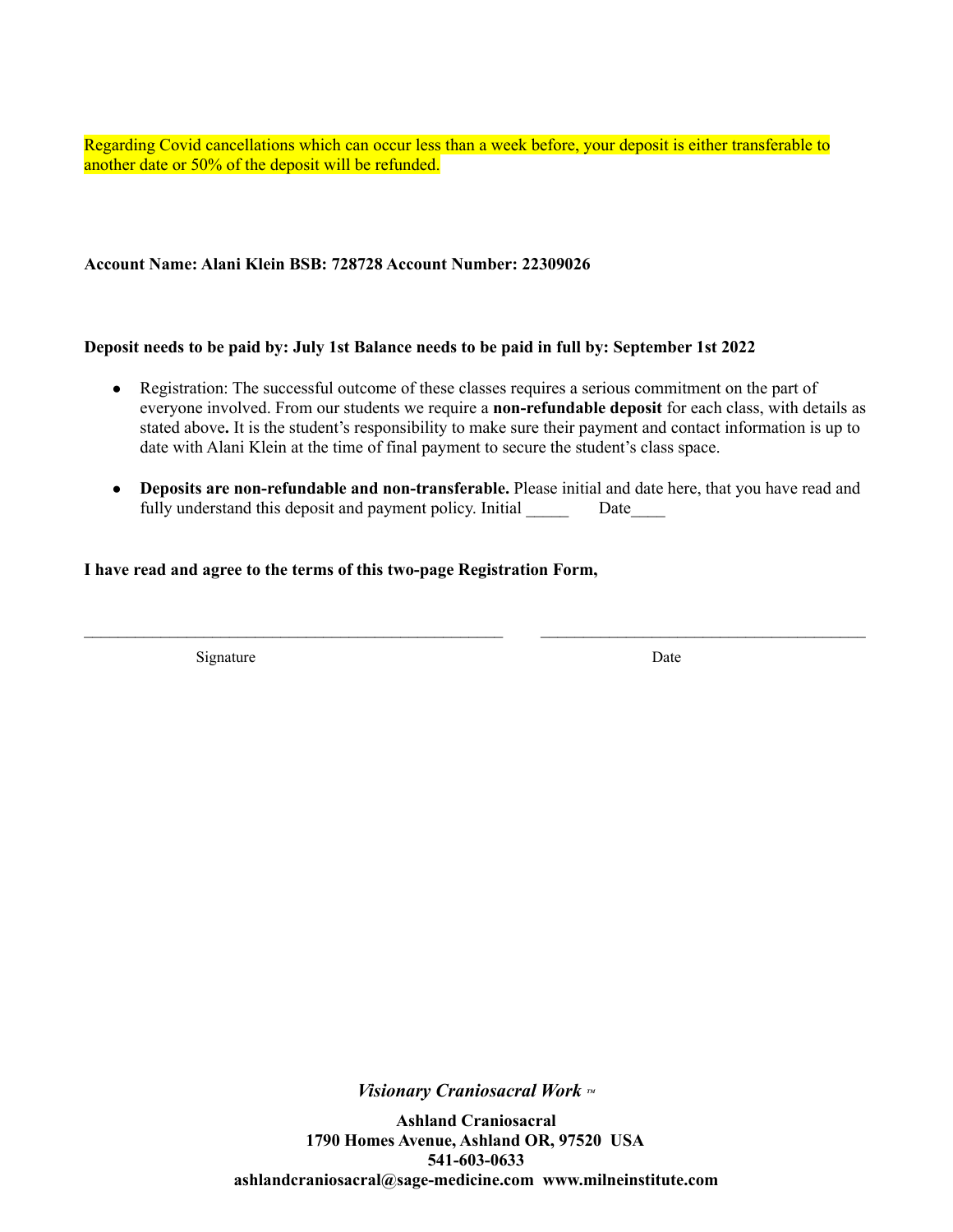Regarding Covid cancellations which can occur less than a week before, your deposit is either transferable to another date or 50% of the deposit will be refunded.

**Account Name: Alani Klein BSB: 728728 Account Number: 22309026**

**Deposit needs to be paid by: July 1st Balance needs to be paid in full by: September 1st 2022**

- Registration: The successful outcome of these classes requires a serious commitment on the part of everyone involved. From our students we require a **non-refundable deposit** for each class, with details as stated above**.** It is the student's responsibility to make sure their payment and contact information is up to date with Alani Klein at the time of final payment to secure the student's class space.
- **Deposits are non-refundable and non-transferable.** Please initial and date here, that you have read and fully understand this deposit and payment policy. Initial _____ Date____

**I have read and agree to the terms of this two-page Registration Form,**

_____________________________________________________ _________________________________________

Signature Date

***Visionary Craniosacral Work*** ™

**Ashland Craniosacral**
**1790 Homes Avenue, Ashland OR, 97520 USA**
**541-603-0633**
**ashlandcraniosacral@sage-medicine.com www.milneinstitute.com**